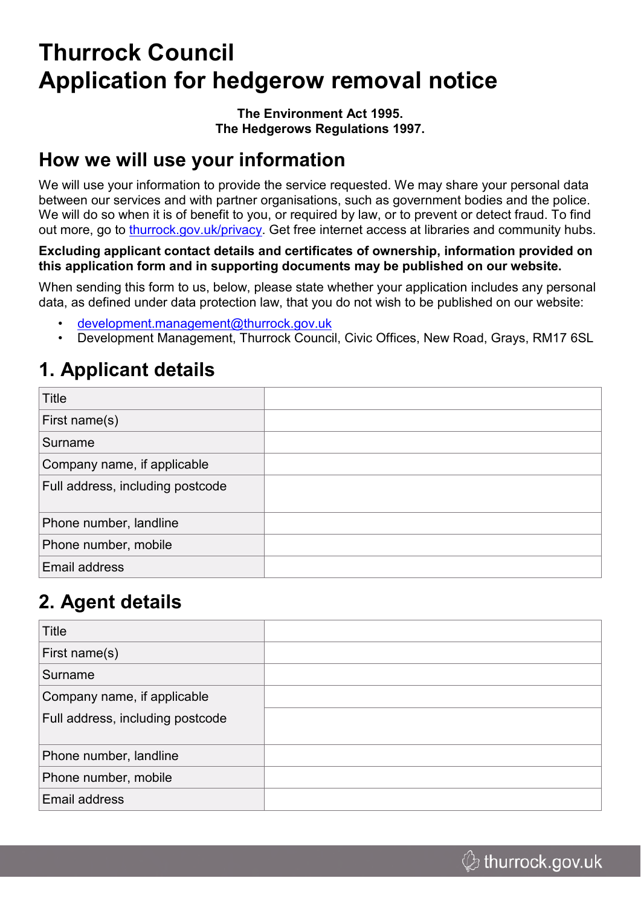# Thurrock Council
# Application for hedgerow removal notice

**The Environment Act 1995.**
**The Hedgerows Regulations 1997.**

## How we will use your information

We will use your information to provide the service requested. We may share your personal data between our services and with partner organisations, such as government bodies and the police. We will do so when it is of benefit to you, or required by law, or to prevent or detect fraud. To find out more, go to [thurrock.gov.uk/privacy](thurrock.gov.uk/privacy). Get free internet access at libraries and community hubs.

**Excluding applicant contact details and certificates of ownership, information provided on this application form and in supporting documents may be published on our website.**

When sending this form to us, below, please state whether your application includes any personal data, as defined under data protection law, that you do not wish to be published on our website:

- [development.management@thurrock.gov.uk](mailto:development.management@thurrock.gov.uk)
- Development Management, Thurrock Council, Civic Offices, New Road, Grays, RM17 6SL

## 1. Applicant details

| Title | |
|---|---|
| First name(s) | |
| Surname | |
| Company name, if applicable | |
| Full address, including postcode | |
| Phone number, landline | |
| Phone number, mobile | |
| Email address | |

## 2. Agent details

| Title | |
|---|---|
| First name(s) | |
| Surname | |
| Company name, if applicable | |
| Full address, including postcode | |
| Phone number, landline | |
| Phone number, mobile | |
| Email address | |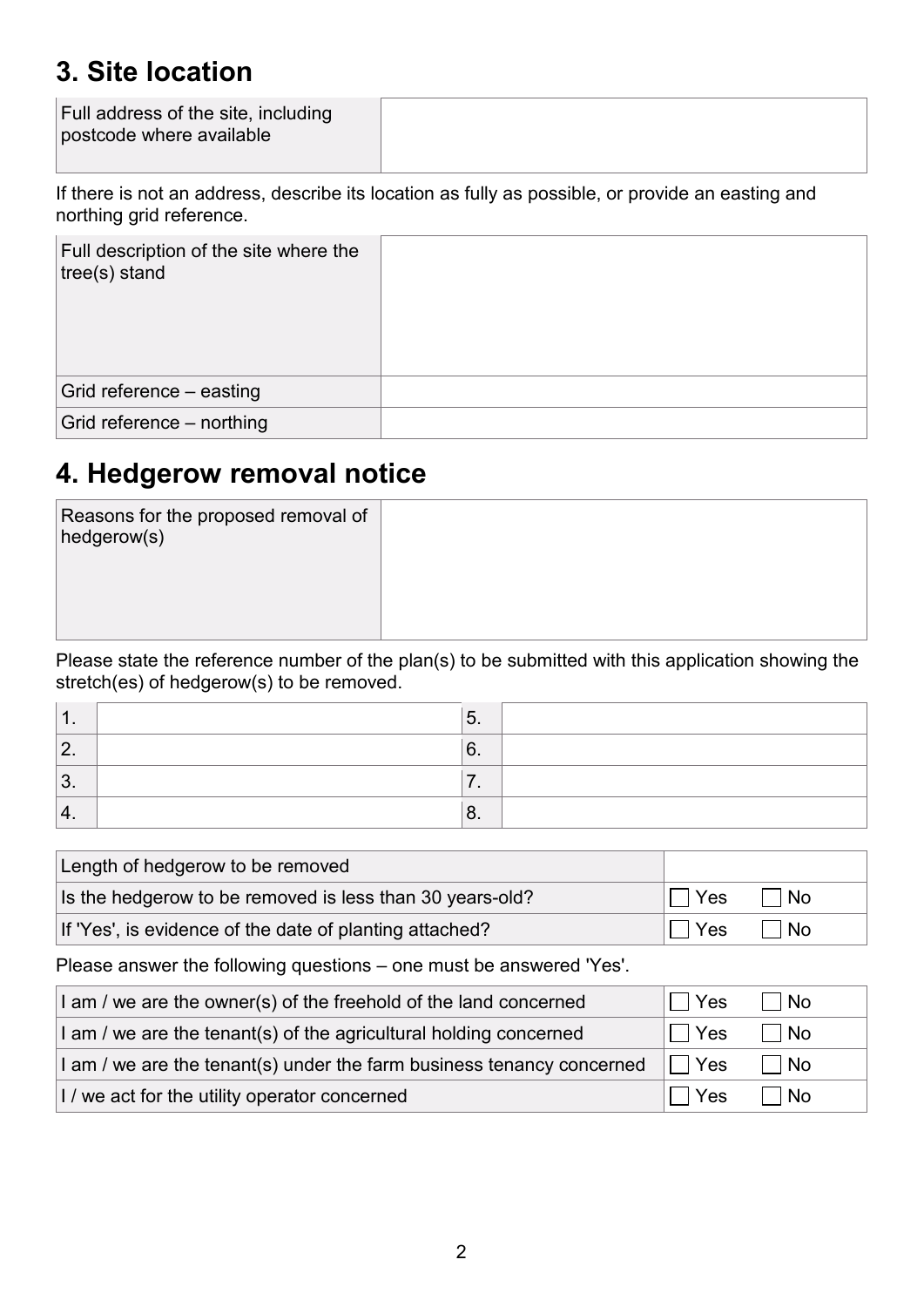## 3. Site location

| Full address of the site, including postcode where available | |
|---|---|

If there is not an address, describe its location as fully as possible, or provide an easting and northing grid reference.

| Full description of the site where the tree(s) stand | |
|---|---|
| Grid reference – easting | |
| Grid reference – northing | |

## 4. Hedgerow removal notice

| Reasons for the proposed removal of hedgerow(s) | |
|---|---|

Please state the reference number of the plan(s) to be submitted with this application showing the stretch(es) of hedgerow(s) to be removed.

| | | | |
|---|---|---|---|
| 1. | | 5. | |
| 2. | | 6. | |
| 3. | | 7. | |
| 4. | | 8. | |

| | |
|---|---|
| Length of hedgerow to be removed | |
| Is the hedgerow to be removed less than 30 years-old? | ☐ Yes ☐ No |
| If 'Yes', is evidence of the date of planting attached? | ☐ Yes ☐ No |

Please answer the following questions – one must be answered 'Yes'.

| | |
|---|---|
| I am / we are the owner(s) of the freehold of the land concerned | ☐ Yes ☐ No |
| I am / we are the tenant(s) of the agricultural holding concerned | ☐ Yes ☐ No |
| I am / we are the tenant(s) under the farm business tenancy concerned | ☐ Yes ☐ No |
| I / we act for the utility operator concerned | ☐ Yes ☐ No |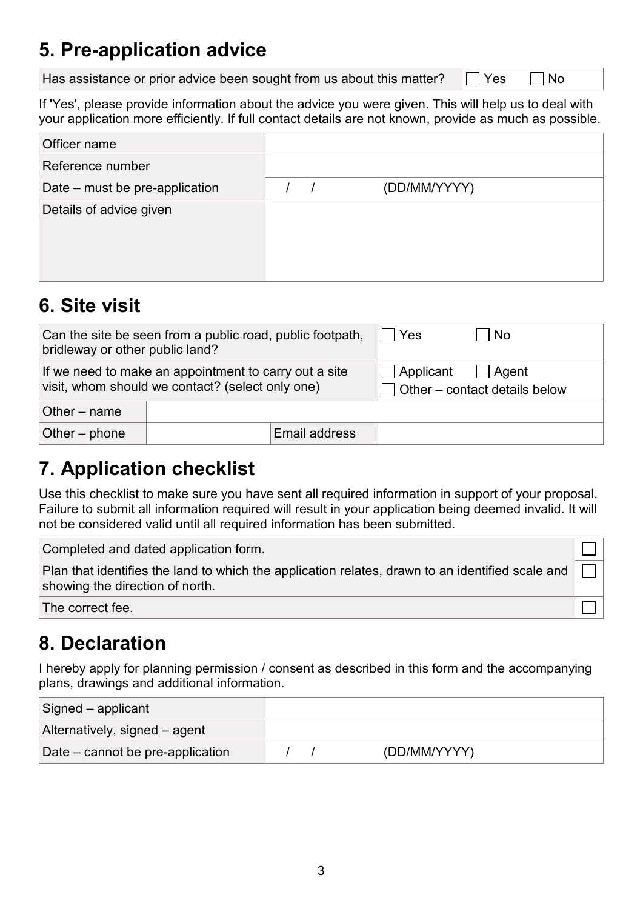## 5. Pre-application advice

| | |
|---|---|
| Has assistance or prior advice been sought from us about this matter? | ☐ Yes ☐ No |

If 'Yes', please provide information about the advice you were given. This will help us to deal with your application more efficiently. If full contact details are not known, provide as much as possible.

| | |
|---|---|
| Officer name | |
| Reference number | |
| Date – must be pre-application | / / (DD/MM/YYYY) |
| Details of advice given | |

## 6. Site visit

| | | | |
|---|---|---|---|
| Can the site be seen from a public road, public footpath, bridleway or other public land? | | | ☐ Yes ☐ No |
| If we need to make an appointment to carry out a site visit, whom should we contact? (select only one) | | | ☐ Applicant ☐ Agent ☐ Other – contact details below |
| Other – name | | | |
| Other – phone | | Email address | |

## 7. Application checklist

Use this checklist to make sure you have sent all required information in support of your proposal. Failure to submit all information required will result in your application being deemed invalid. It will not be considered valid until all required information has been submitted.

| | |
|---|---|
| Completed and dated application form. | ☐ |
| Plan that identifies the land to which the application relates, drawn to an identified scale and showing the direction of north. | ☐ |
| The correct fee. | ☐ |

## 8. Declaration

I hereby apply for planning permission / consent as described in this form and the accompanying plans, drawings and additional information.

| | |
|---|---|
| Signed – applicant | |
| Alternatively, signed – agent | |
| Date – cannot be pre-application | / / (DD/MM/YYYY) |